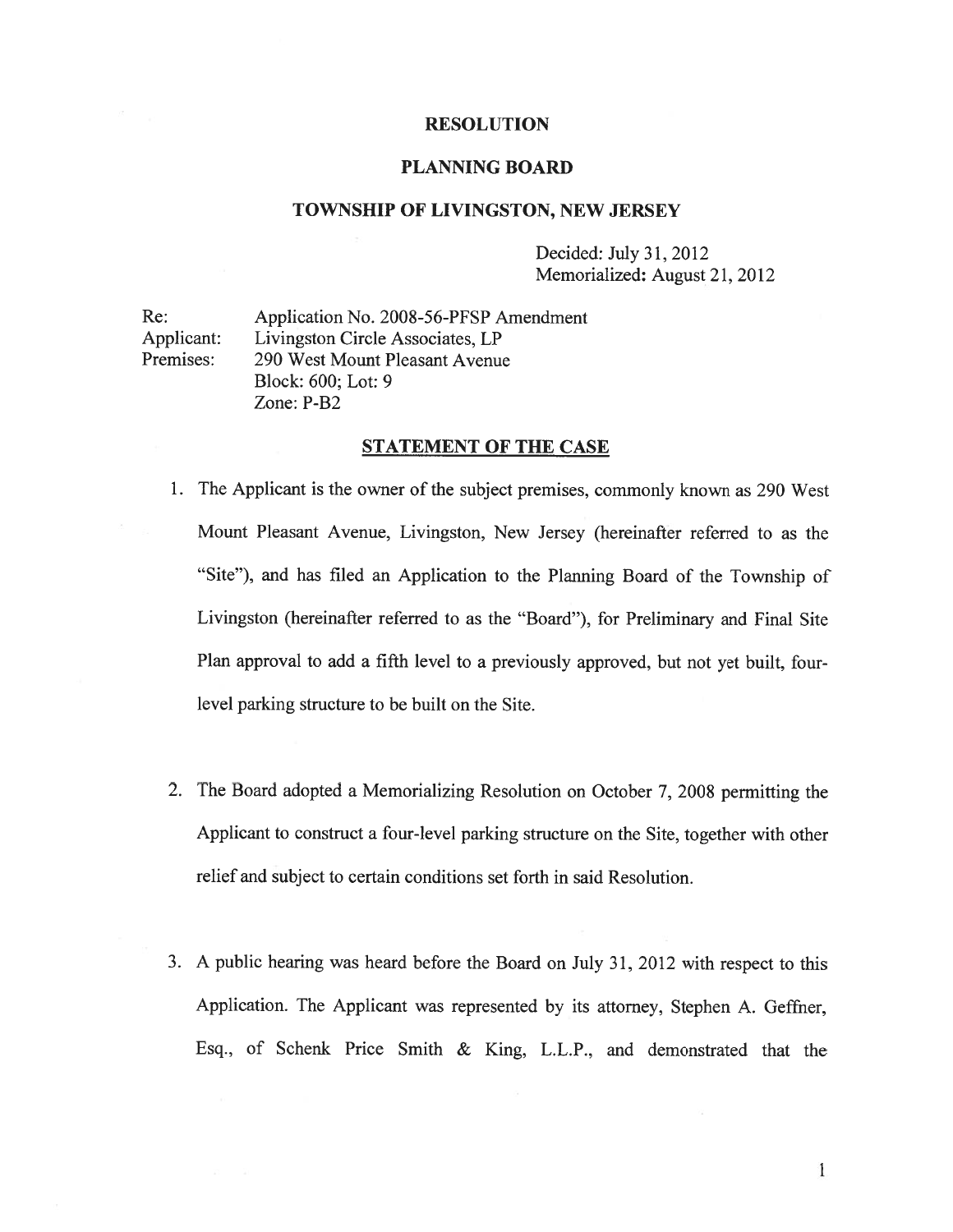**RESOLUTION**

**PLANNING BOARD**

**TOWNSHIP OF LIVINGSTON, NEW JERSEY**

Decided: July 31, 2012
Memorialized: August 21, 2012

Re: Application No. 2008-56-PFSP Amendment
Applicant: Livingston Circle Associates, LP
Premises: 290 West Mount Pleasant Avenue
Block: 600; Lot: 9
Zone: P-B2

**STATEMENT OF THE CASE**

1. The Applicant is the owner of the subject premises, commonly known as 290 West Mount Pleasant Avenue, Livingston, New Jersey (hereinafter referred to as the "Site"), and has filed an Application to the Planning Board of the Township of Livingston (hereinafter referred to as the "Board"), for Preliminary and Final Site Plan approval to add a fifth level to a previously approved, but not yet built, four-level parking structure to be built on the Site.

2. The Board adopted a Memorializing Resolution on October 7, 2008 permitting the Applicant to construct a four-level parking structure on the Site, together with other relief and subject to certain conditions set forth in said Resolution.

3. A public hearing was heard before the Board on July 31, 2012 with respect to this Application. The Applicant was represented by its attorney, Stephen A. Geffner, Esq., of Schenk Price Smith & King, L.L.P., and demonstrated that the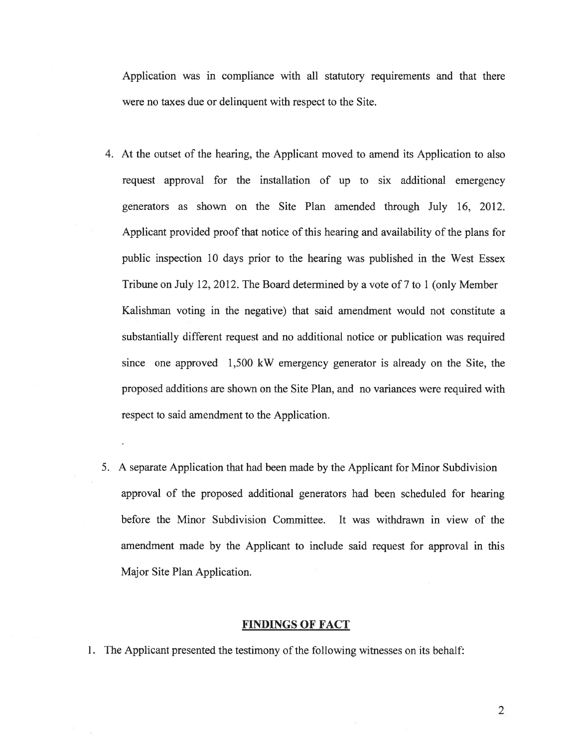Application was in compliance with all statutory requirements and that there were no taxes due or delinquent with respect to the Site.

4. At the outset of the hearing, the Applicant moved to amend its Application to also request approval for the installation of up to six additional emergency generators as shown on the Site Plan amended through July 16, 2012. Applicant provided proof that notice of this hearing and availability of the plans for public inspection 10 days prior to the hearing was published in the West Essex Tribune on July 12, 2012. The Board determined by a vote of 7 to 1 (only Member Kalishman voting in the negative) that said amendment would not constitute a substantially different request and no additional notice or publication was required since one approved 1,500 kW emergency generator is already on the Site, the proposed additions are shown on the Site Plan, and no variances were required with respect to said amendment to the Application.

5. A separate Application that had been made by the Applicant for Minor Subdivision approval of the proposed additional generators had been scheduled for hearing before the Minor Subdivision Committee. It was withdrawn in view of the amendment made by the Applicant to include said request for approval in this Major Site Plan Application.

## FINDINGS OF FACT

1. The Applicant presented the testimony of the following witnesses on its behalf: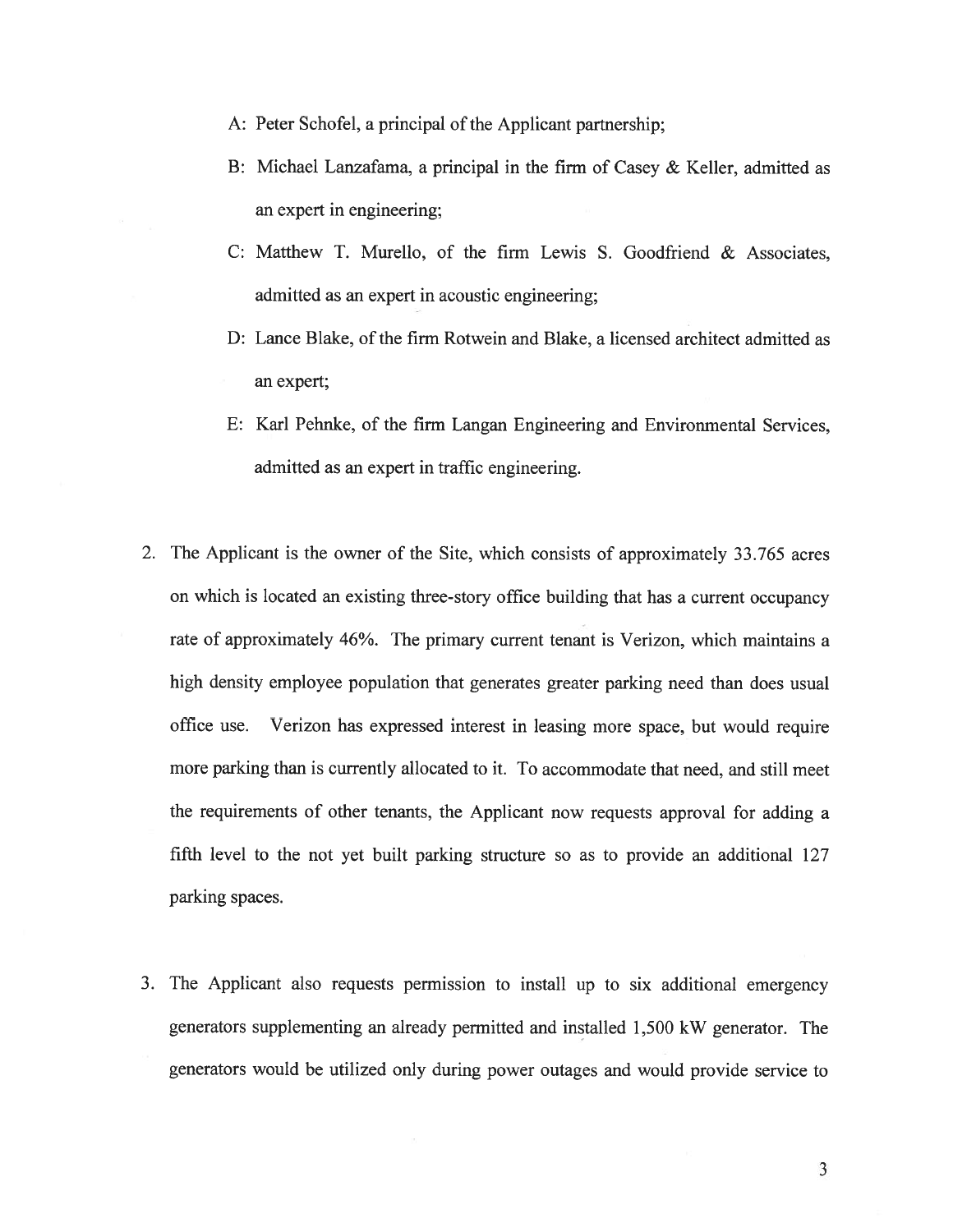A: Peter Schofel, a principal of the Applicant partnership;

B: Michael Lanzafama, a principal in the firm of Casey & Keller, admitted as an expert in engineering;

C: Matthew T. Murello, of the firm Lewis S. Goodfriend & Associates, admitted as an expert in acoustic engineering;

D: Lance Blake, of the firm Rotwein and Blake, a licensed architect admitted as an expert;

E: Karl Pehnke, of the firm Langan Engineering and Environmental Services, admitted as an expert in traffic engineering.

2. The Applicant is the owner of the Site, which consists of approximately 33.765 acres on which is located an existing three-story office building that has a current occupancy rate of approximately 46%. The primary current tenant is Verizon, which maintains a high density employee population that generates greater parking need than does usual office use. Verizon has expressed interest in leasing more space, but would require more parking than is currently allocated to it. To accommodate that need, and still meet the requirements of other tenants, the Applicant now requests approval for adding a fifth level to the not yet built parking structure so as to provide an additional 127 parking spaces.

3. The Applicant also requests permission to install up to six additional emergency generators supplementing an already permitted and installed 1,500 kW generator. The generators would be utilized only during power outages and would provide service to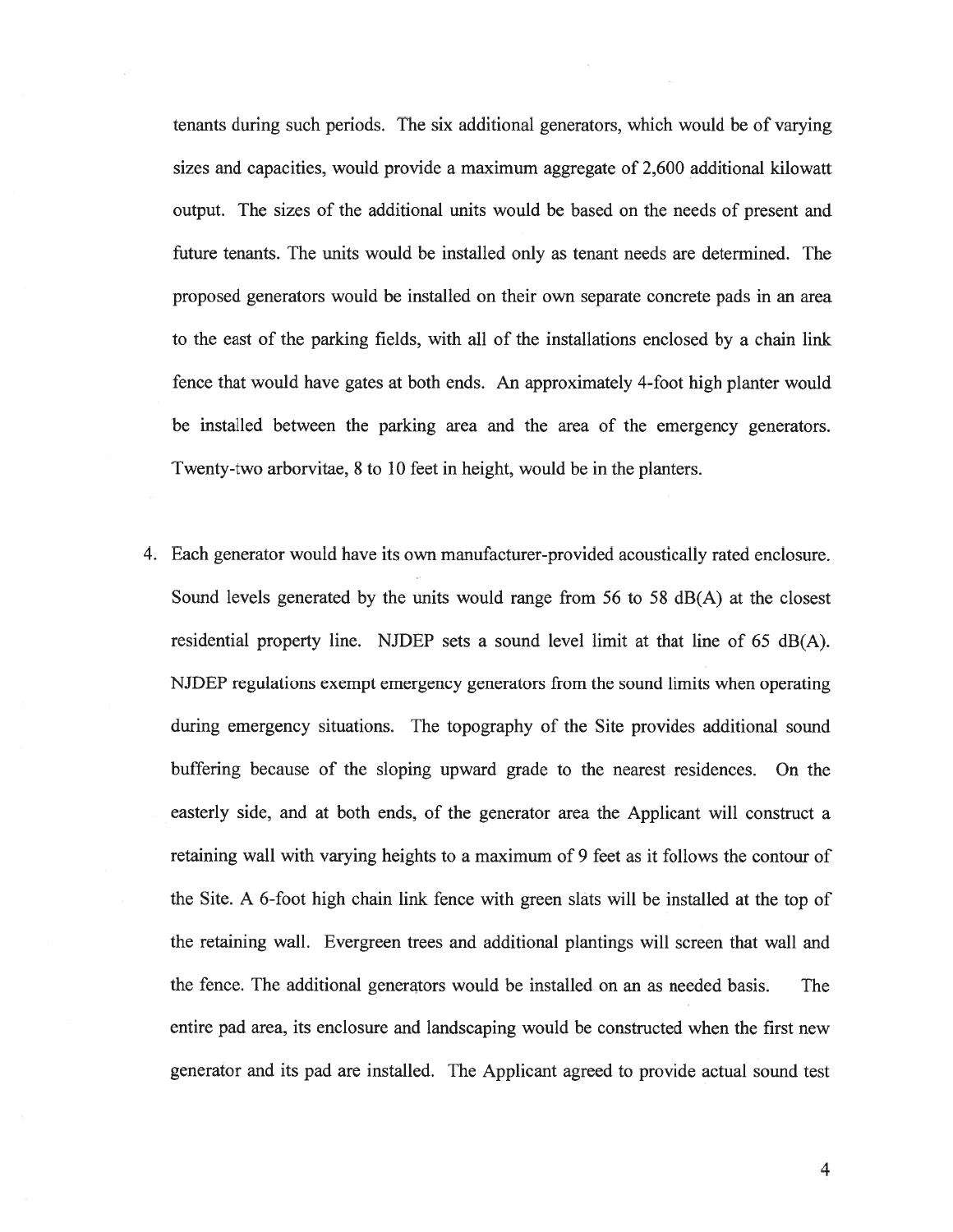tenants during such periods. The six additional generators, which would be of varying sizes and capacities, would provide a maximum aggregate of 2,600 additional kilowatt output. The sizes of the additional units would be based on the needs of present and future tenants. The units would be installed only as tenant needs are determined. The proposed generators would be installed on their own separate concrete pads in an area to the east of the parking fields, with all of the installations enclosed by a chain link fence that would have gates at both ends. An approximately 4-foot high planter would be installed between the parking area and the area of the emergency generators. Twenty-two arborvitae, 8 to 10 feet in height, would be in the planters.

4. Each generator would have its own manufacturer-provided acoustically rated enclosure. Sound levels generated by the units would range from 56 to 58 dB(A) at the closest residential property line. NJDEP sets a sound level limit at that line of 65 dB(A). NJDEP regulations exempt emergency generators from the sound limits when operating during emergency situations. The topography of the Site provides additional sound buffering because of the sloping upward grade to the nearest residences. On the easterly side, and at both ends, of the generator area the Applicant will construct a retaining wall with varying heights to a maximum of 9 feet as it follows the contour of the Site. A 6-foot high chain link fence with green slats will be installed at the top of the retaining wall. Evergreen trees and additional plantings will screen that wall and the fence. The additional generators would be installed on an as needed basis. The entire pad area, its enclosure and landscaping would be constructed when the first new generator and its pad are installed. The Applicant agreed to provide actual sound test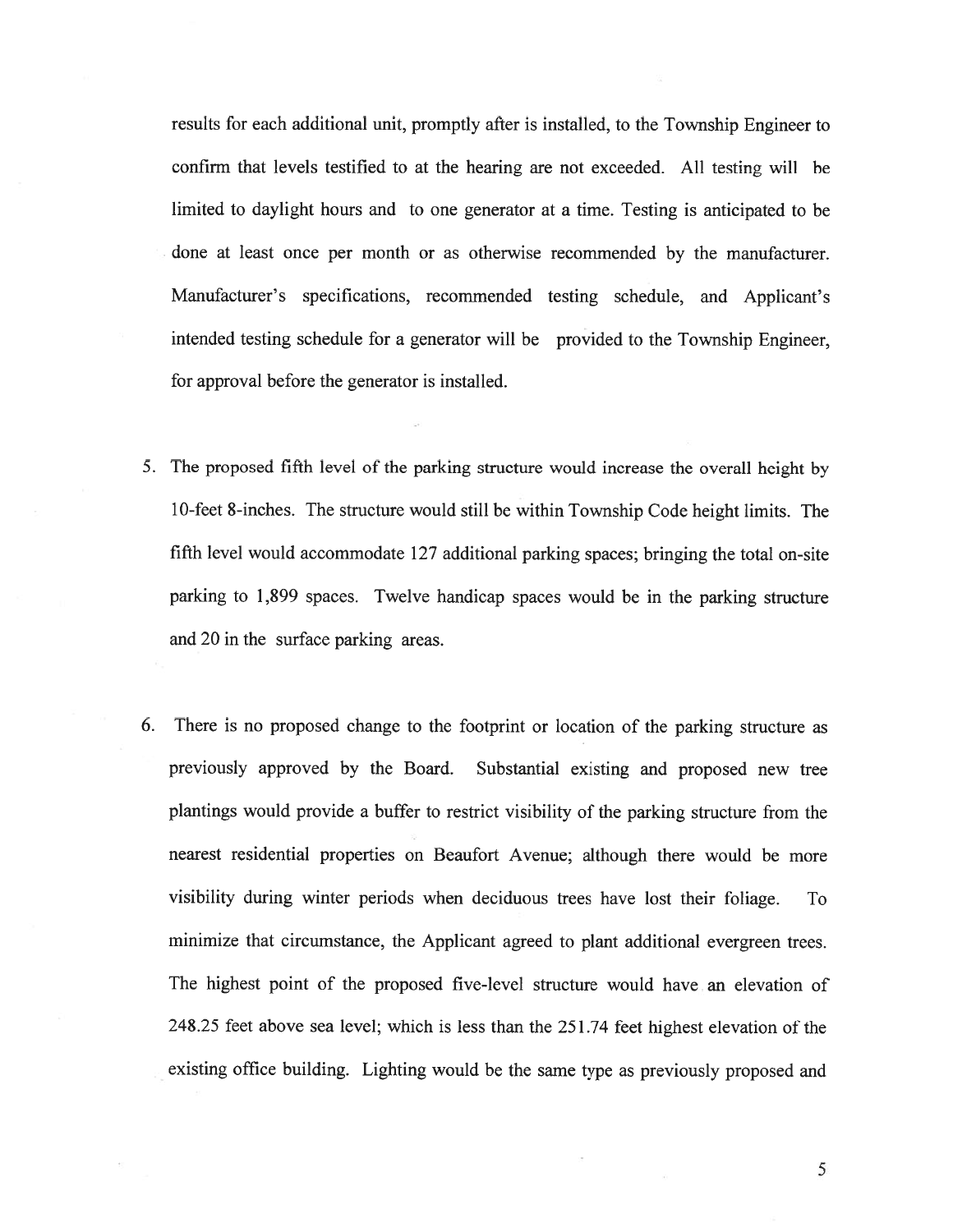results for each additional unit, promptly after is installed, to the Township Engineer to confirm that levels testified to at the hearing are not exceeded. All testing will be limited to daylight hours and to one generator at a time. Testing is anticipated to be done at least once per month or as otherwise recommended by the manufacturer. Manufacturer's specifications, recommended testing schedule, and Applicant's intended testing schedule for a generator will be provided to the Township Engineer, for approval before the generator is installed.

5. The proposed fifth level of the parking structure would increase the overall height by 10-feet 8-inches. The structure would still be within Township Code height limits. The fifth level would accommodate 127 additional parking spaces; bringing the total on-site parking to 1,899 spaces. Twelve handicap spaces would be in the parking structure and 20 in the surface parking areas.

6. There is no proposed change to the footprint or location of the parking structure as previously approved by the Board. Substantial existing and proposed new tree plantings would provide a buffer to restrict visibility of the parking structure from the nearest residential properties on Beaufort Avenue; although there would be more visibility during winter periods when deciduous trees have lost their foliage. To minimize that circumstance, the Applicant agreed to plant additional evergreen trees. The highest point of the proposed five-level structure would have an elevation of 248.25 feet above sea level; which is less than the 251.74 feet highest elevation of the existing office building. Lighting would be the same type as previously proposed and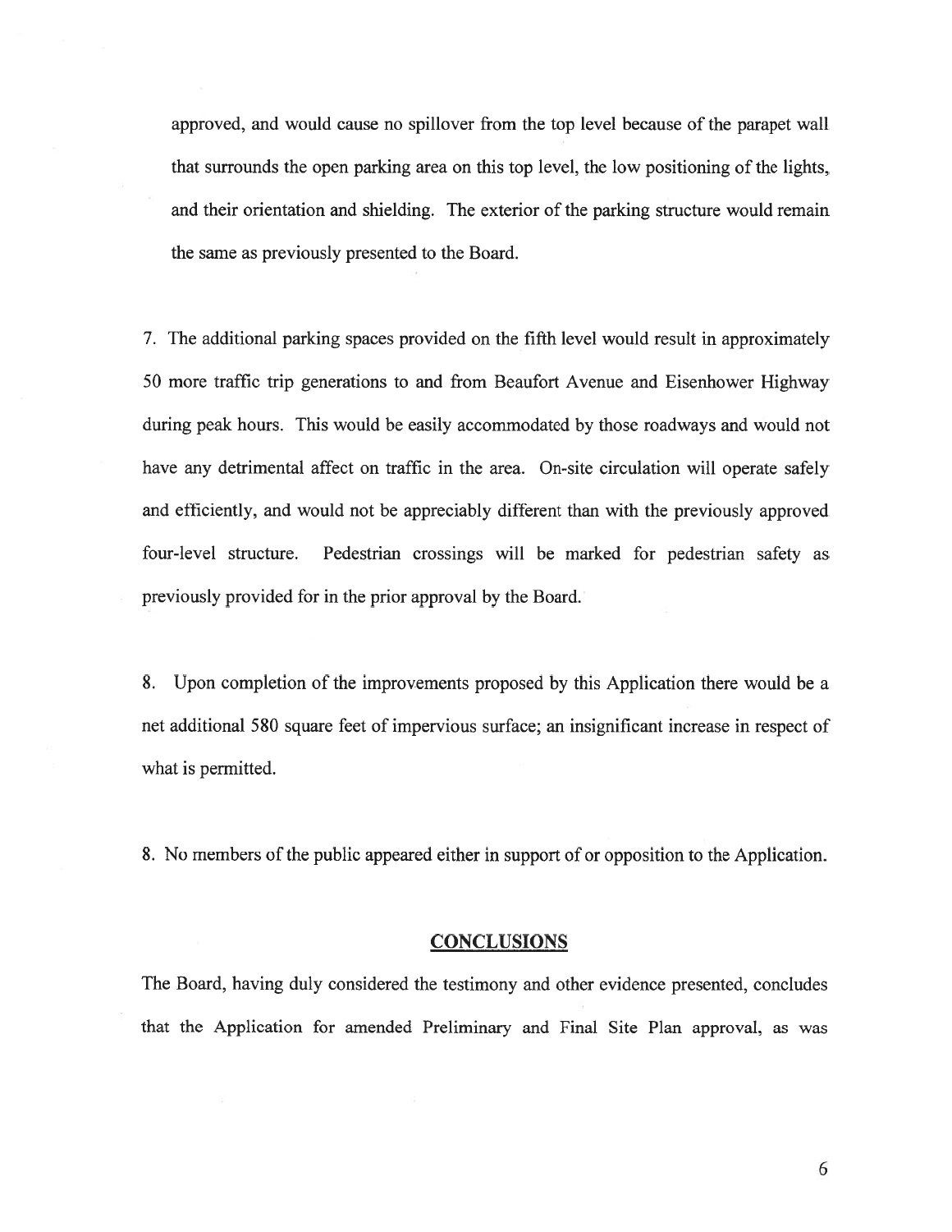approved, and would cause no spillover from the top level because of the parapet wall that surrounds the open parking area on this top level, the low positioning of the lights, and their orientation and shielding. The exterior of the parking structure would remain the same as previously presented to the Board.

7. The additional parking spaces provided on the fifth level would result in approximately 50 more traffic trip generations to and from Beaufort Avenue and Eisenhower Highway during peak hours. This would be easily accommodated by those roadways and would not have any detrimental affect on traffic in the area. On-site circulation will operate safely and efficiently, and would not be appreciably different than with the previously approved four-level structure. Pedestrian crossings will be marked for pedestrian safety as previously provided for in the prior approval by the Board.

8. Upon completion of the improvements proposed by this Application there would be a net additional 580 square feet of impervious surface; an insignificant increase in respect of what is permitted.

8. No members of the public appeared either in support of or opposition to the Application.

## CONCLUSIONS

The Board, having duly considered the testimony and other evidence presented, concludes that the Application for amended Preliminary and Final Site Plan approval, as was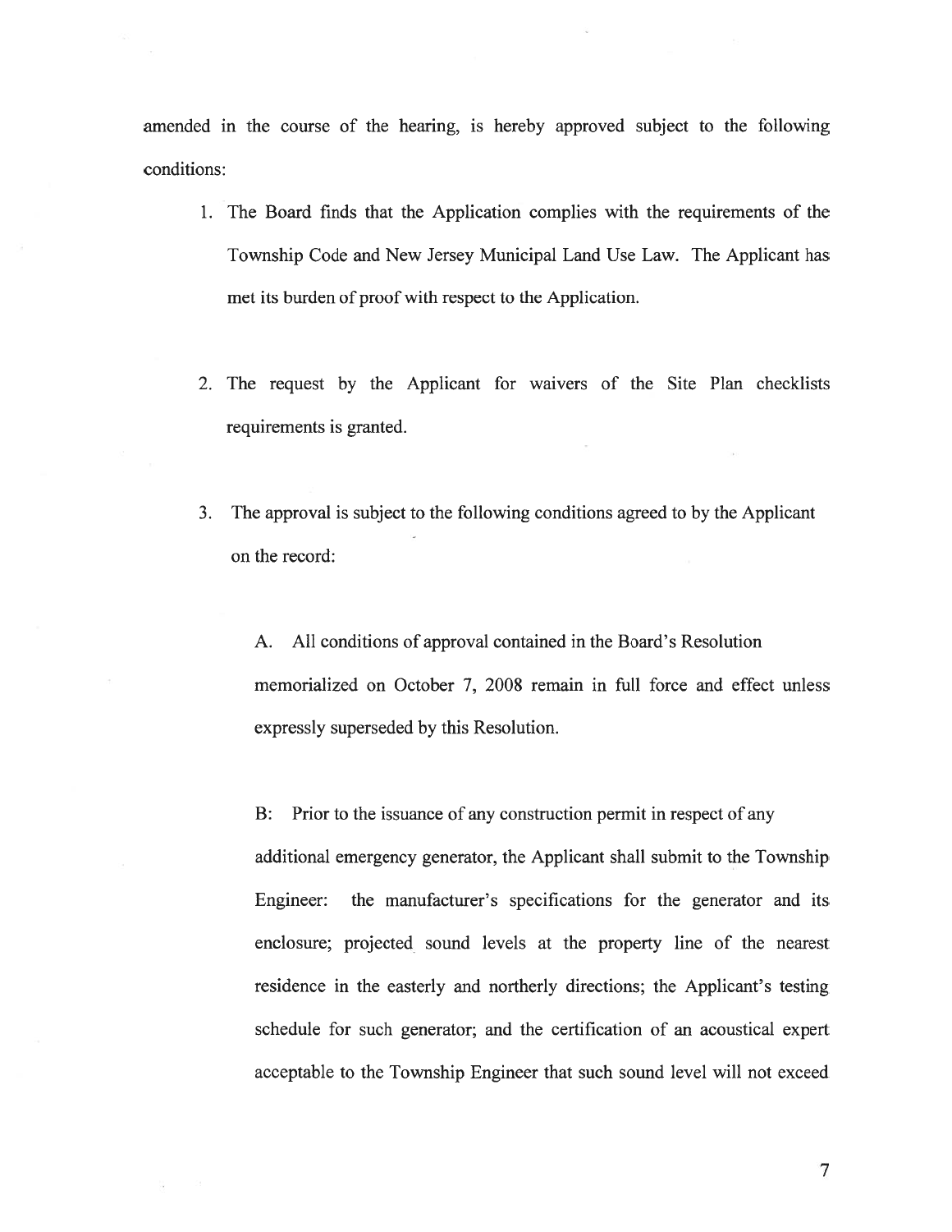amended in the course of the hearing, is hereby approved subject to the following conditions:

1. The Board finds that the Application complies with the requirements of the Township Code and New Jersey Municipal Land Use Law. The Applicant has met its burden of proof with respect to the Application.

2. The request by the Applicant for waivers of the Site Plan checklists requirements is granted.

3. The approval is subject to the following conditions agreed to by the Applicant on the record:

   A. All conditions of approval contained in the Board's Resolution memorialized on October 7, 2008 remain in full force and effect unless expressly superseded by this Resolution.

   B: Prior to the issuance of any construction permit in respect of any additional emergency generator, the Applicant shall submit to the Township Engineer: the manufacturer's specifications for the generator and its enclosure; projected sound levels at the property line of the nearest residence in the easterly and northerly directions; the Applicant's testing schedule for such generator; and the certification of an acoustical expert acceptable to the Township Engineer that such sound level will not exceed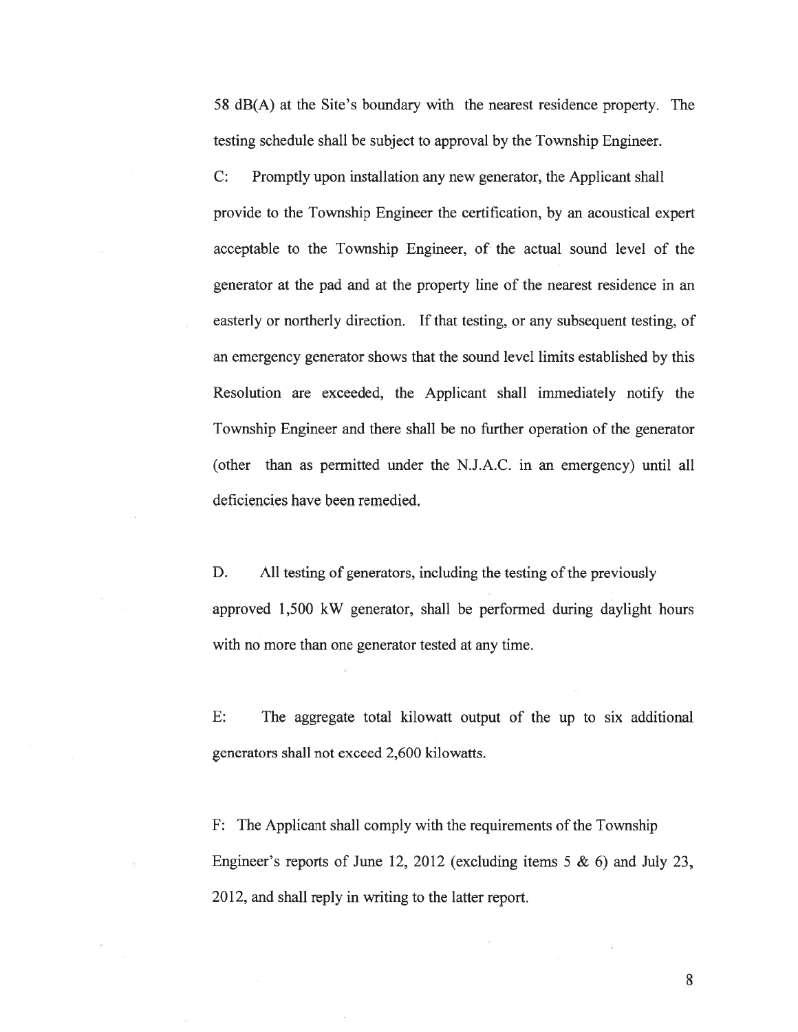58 dB(A) at the Site's boundary with the nearest residence property. The testing schedule shall be subject to approval by the Township Engineer.

C: Promptly upon installation any new generator, the Applicant shall provide to the Township Engineer the certification, by an acoustical expert acceptable to the Township Engineer, of the actual sound level of the generator at the pad and at the property line of the nearest residence in an easterly or northerly direction. If that testing, or any subsequent testing, of an emergency generator shows that the sound level limits established by this Resolution are exceeded, the Applicant shall immediately notify the Township Engineer and there shall be no further operation of the generator (other than as permitted under the N.J.A.C. in an emergency) until all deficiencies have been remedied.

D. All testing of generators, including the testing of the previously approved 1,500 kW generator, shall be performed during daylight hours with no more than one generator tested at any time.

E: The aggregate total kilowatt output of the up to six additional generators shall not exceed 2,600 kilowatts.

F: The Applicant shall comply with the requirements of the Township Engineer's reports of June 12, 2012 (excluding items 5 & 6) and July 23, 2012, and shall reply in writing to the latter report.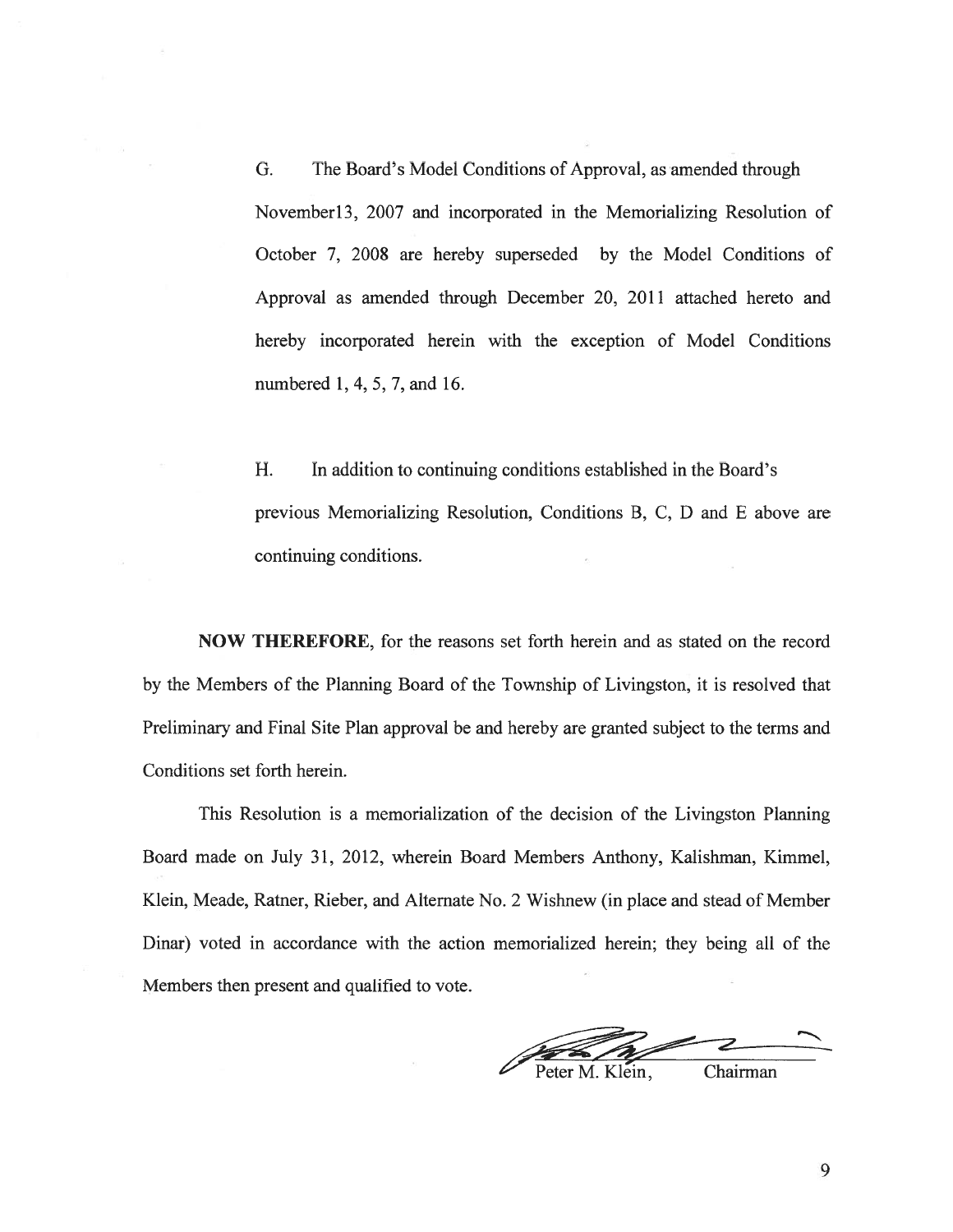G. The Board's Model Conditions of Approval, as amended through November13, 2007 and incorporated in the Memorializing Resolution of October 7, 2008 are hereby superseded by the Model Conditions of Approval as amended through December 20, 2011 attached hereto and hereby incorporated herein with the exception of Model Conditions numbered 1, 4, 5, 7, and 16.

H. In addition to continuing conditions established in the Board's previous Memorializing Resolution, Conditions B, C, D and E above are continuing conditions.

**NOW THEREFORE**, for the reasons set forth herein and as stated on the record by the Members of the Planning Board of the Township of Livingston, it is resolved that Preliminary and Final Site Plan approval be and hereby are granted subject to the terms and Conditions set forth herein.

This Resolution is a memorialization of the decision of the Livingston Planning Board made on July 31, 2012, wherein Board Members Anthony, Kalishman, Kimmel, Klein, Meade, Ratner, Rieber, and Alternate No. 2 Wishnew (in place and stead of Member Dinar) voted in accordance with the action memorialized herein; they being all of the Members then present and qualified to vote.

Peter M. Klein, Chairman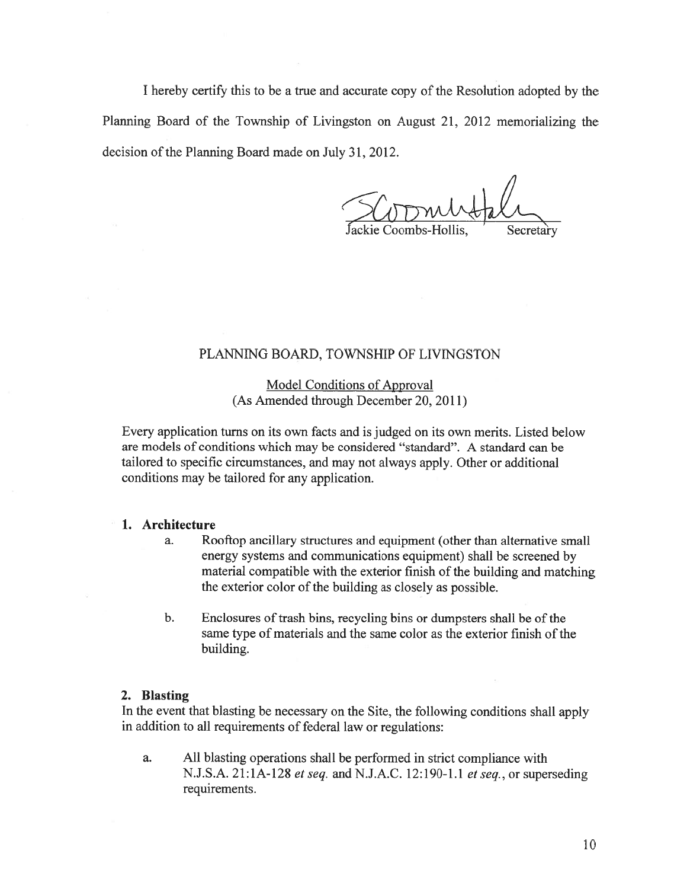I hereby certify this to be a true and accurate copy of the Resolution adopted by the Planning Board of the Township of Livingston on August 21, 2012 memorializing the decision of the Planning Board made on July 31, 2012.

Jackie Coombs-Hollis, Secretary

PLANNING BOARD, TOWNSHIP OF LIVINGSTON

Model Conditions of Approval
(As Amended through December 20, 2011)

Every application turns on its own facts and is judged on its own merits. Listed below are models of conditions which may be considered "standard". A standard can be tailored to specific circumstances, and may not always apply. Other or additional conditions may be tailored for any application.

**1. Architecture**

a. Rooftop ancillary structures and equipment (other than alternative small energy systems and communications equipment) shall be screened by material compatible with the exterior finish of the building and matching the exterior color of the building as closely as possible.

b. Enclosures of trash bins, recycling bins or dumpsters shall be of the same type of materials and the same color as the exterior finish of the building.

**2. Blasting**

In the event that blasting be necessary on the Site, the following conditions shall apply in addition to all requirements of federal law or regulations:

a. All blasting operations shall be performed in strict compliance with N.J.S.A. 21:1A-128 *et seq.* and N.J.A.C. 12:190-1.1 *et seq.*, or superseding requirements.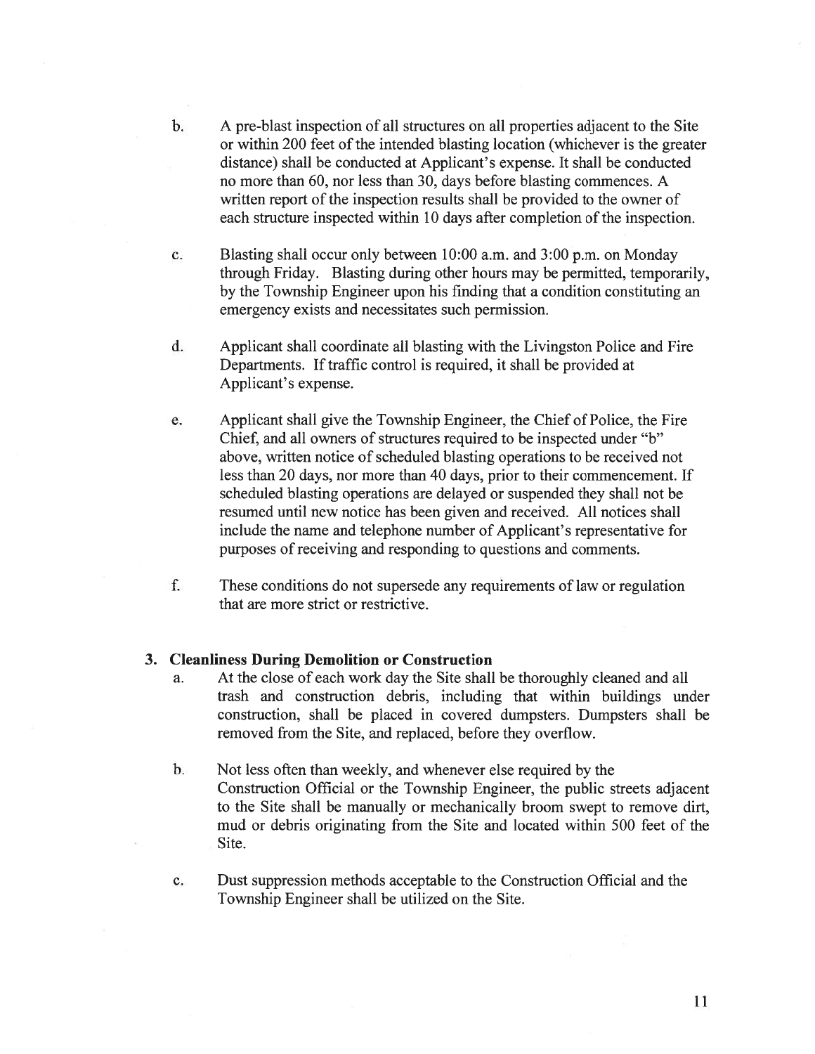b. A pre-blast inspection of all structures on all properties adjacent to the Site or within 200 feet of the intended blasting location (whichever is the greater distance) shall be conducted at Applicant's expense. It shall be conducted no more than 60, nor less than 30, days before blasting commences. A written report of the inspection results shall be provided to the owner of each structure inspected within 10 days after completion of the inspection.

c. Blasting shall occur only between 10:00 a.m. and 3:00 p.m. on Monday through Friday. Blasting during other hours may be permitted, temporarily, by the Township Engineer upon his finding that a condition constituting an emergency exists and necessitates such permission.

d. Applicant shall coordinate all blasting with the Livingston Police and Fire Departments. If traffic control is required, it shall be provided at Applicant's expense.

e. Applicant shall give the Township Engineer, the Chief of Police, the Fire Chief, and all owners of structures required to be inspected under "b" above, written notice of scheduled blasting operations to be received not less than 20 days, nor more than 40 days, prior to their commencement. If scheduled blasting operations are delayed or suspended they shall not be resumed until new notice has been given and received. All notices shall include the name and telephone number of Applicant's representative for purposes of receiving and responding to questions and comments.

f. These conditions do not supersede any requirements of law or regulation that are more strict or restrictive.

**3. Cleanliness During Demolition or Construction**

a. At the close of each work day the Site shall be thoroughly cleaned and all trash and construction debris, including that within buildings under construction, shall be placed in covered dumpsters. Dumpsters shall be removed from the Site, and replaced, before they overflow.

b. Not less often than weekly, and whenever else required by the Construction Official or the Township Engineer, the public streets adjacent to the Site shall be manually or mechanically broom swept to remove dirt, mud or debris originating from the Site and located within 500 feet of the Site.

c. Dust suppression methods acceptable to the Construction Official and the Township Engineer shall be utilized on the Site.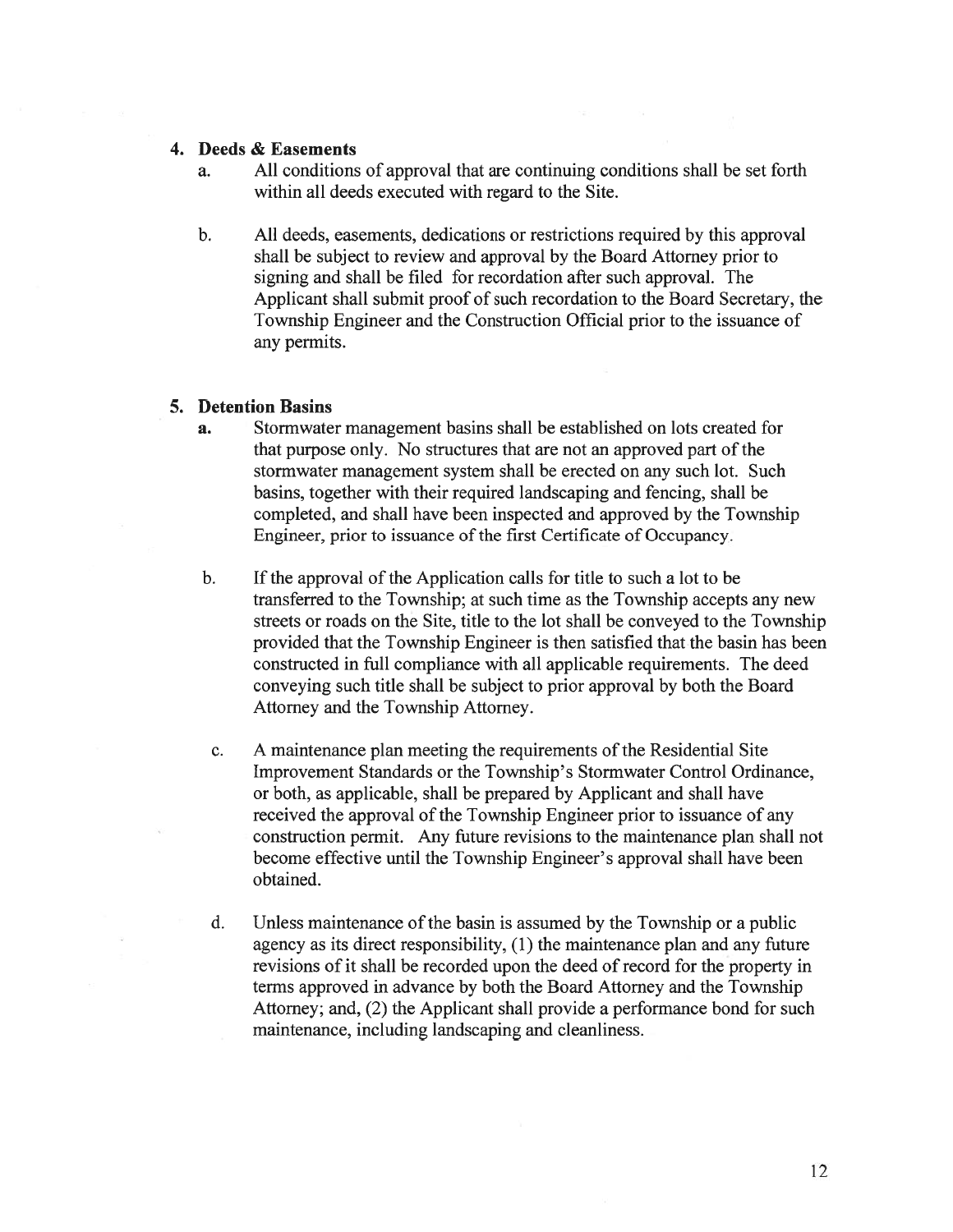**4. Deeds & Easements**

a. All conditions of approval that are continuing conditions shall be set forth within all deeds executed with regard to the Site.

b. All deeds, easements, dedications or restrictions required by this approval shall be subject to review and approval by the Board Attorney prior to signing and shall be filed for recordation after such approval. The Applicant shall submit proof of such recordation to the Board Secretary, the Township Engineer and the Construction Official prior to the issuance of any permits.

**5. Detention Basins**

**a.** Stormwater management basins shall be established on lots created for that purpose only. No structures that are not an approved part of the stormwater management system shall be erected on any such lot. Such basins, together with their required landscaping and fencing, shall be completed, and shall have been inspected and approved by the Township Engineer, prior to issuance of the first Certificate of Occupancy.

b. If the approval of the Application calls for title to such a lot to be transferred to the Township; at such time as the Township accepts any new streets or roads on the Site, title to the lot shall be conveyed to the Township provided that the Township Engineer is then satisfied that the basin has been constructed in full compliance with all applicable requirements. The deed conveying such title shall be subject to prior approval by both the Board Attorney and the Township Attorney.

c. A maintenance plan meeting the requirements of the Residential Site Improvement Standards or the Township's Stormwater Control Ordinance, or both, as applicable, shall be prepared by Applicant and shall have received the approval of the Township Engineer prior to issuance of any construction permit. Any future revisions to the maintenance plan shall not become effective until the Township Engineer's approval shall have been obtained.

d. Unless maintenance of the basin is assumed by the Township or a public agency as its direct responsibility, (1) the maintenance plan and any future revisions of it shall be recorded upon the deed of record for the property in terms approved in advance by both the Board Attorney and the Township Attorney; and, (2) the Applicant shall provide a performance bond for such maintenance, including landscaping and cleanliness.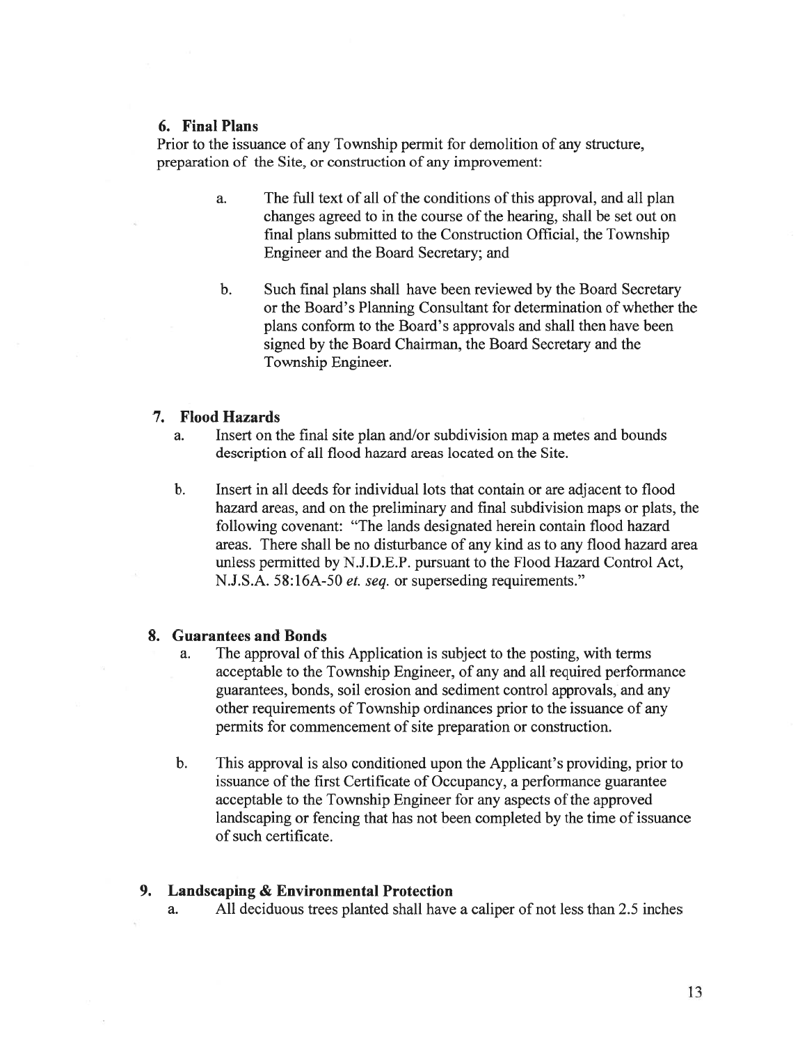**6. Final Plans**

Prior to the issuance of any Township permit for demolition of any structure, preparation of the Site, or construction of any improvement:

a. The full text of all of the conditions of this approval, and all plan changes agreed to in the course of the hearing, shall be set out on final plans submitted to the Construction Official, the Township Engineer and the Board Secretary; and

b. Such final plans shall have been reviewed by the Board Secretary or the Board's Planning Consultant for determination of whether the plans conform to the Board's approvals and shall then have been signed by the Board Chairman, the Board Secretary and the Township Engineer.

**7. Flood Hazards**

a. Insert on the final site plan and/or subdivision map a metes and bounds description of all flood hazard areas located on the Site.

b. Insert in all deeds for individual lots that contain or are adjacent to flood hazard areas, and on the preliminary and final subdivision maps or plats, the following covenant: "The lands designated herein contain flood hazard areas. There shall be no disturbance of any kind as to any flood hazard area unless permitted by N.J.D.E.P. pursuant to the Flood Hazard Control Act, N.J.S.A. 58:16A-50 *et. seq.* or superseding requirements."

**8. Guarantees and Bonds**

a. The approval of this Application is subject to the posting, with terms acceptable to the Township Engineer, of any and all required performance guarantees, bonds, soil erosion and sediment control approvals, and any other requirements of Township ordinances prior to the issuance of any permits for commencement of site preparation or construction.

b. This approval is also conditioned upon the Applicant's providing, prior to issuance of the first Certificate of Occupancy, a performance guarantee acceptable to the Township Engineer for any aspects of the approved landscaping or fencing that has not been completed by the time of issuance of such certificate.

**9. Landscaping & Environmental Protection**

a. All deciduous trees planted shall have a caliper of not less than 2.5 inches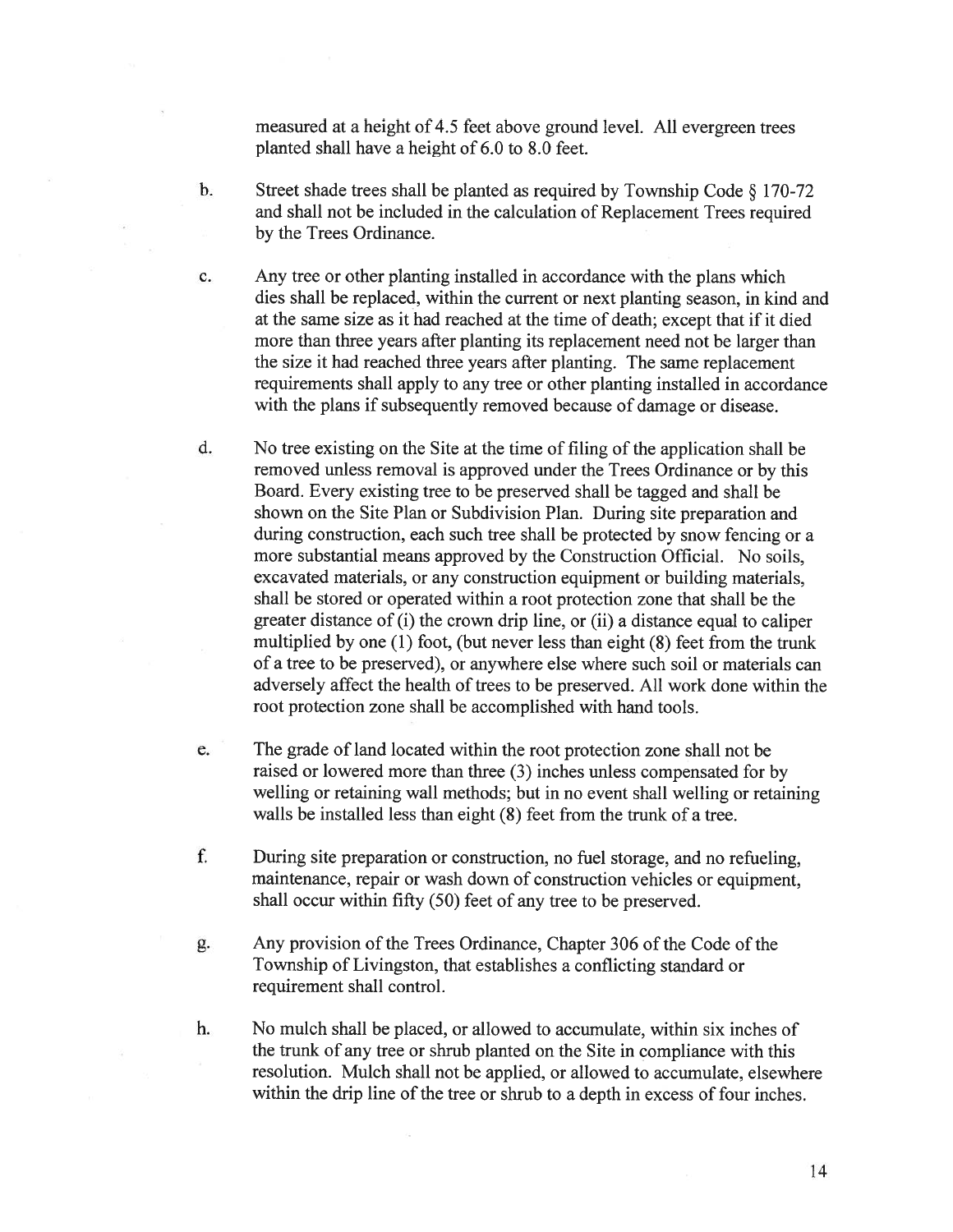measured at a height of 4.5 feet above ground level. All evergreen trees planted shall have a height of 6.0 to 8.0 feet.

b. Street shade trees shall be planted as required by Township Code § 170-72 and shall not be included in the calculation of Replacement Trees required by the Trees Ordinance.

c. Any tree or other planting installed in accordance with the plans which dies shall be replaced, within the current or next planting season, in kind and at the same size as it had reached at the time of death; except that if it died more than three years after planting its replacement need not be larger than the size it had reached three years after planting. The same replacement requirements shall apply to any tree or other planting installed in accordance with the plans if subsequently removed because of damage or disease.

d. No tree existing on the Site at the time of filing of the application shall be removed unless removal is approved under the Trees Ordinance or by this Board. Every existing tree to be preserved shall be tagged and shall be shown on the Site Plan or Subdivision Plan. During site preparation and during construction, each such tree shall be protected by snow fencing or a more substantial means approved by the Construction Official. No soils, excavated materials, or any construction equipment or building materials, shall be stored or operated within a root protection zone that shall be the greater distance of (i) the crown drip line, or (ii) a distance equal to caliper multiplied by one (1) foot, (but never less than eight (8) feet from the trunk of a tree to be preserved), or anywhere else where such soil or materials can adversely affect the health of trees to be preserved. All work done within the root protection zone shall be accomplished with hand tools.

e. The grade of land located within the root protection zone shall not be raised or lowered more than three (3) inches unless compensated for by welling or retaining wall methods; but in no event shall welling or retaining walls be installed less than eight (8) feet from the trunk of a tree.

f. During site preparation or construction, no fuel storage, and no refueling, maintenance, repair or wash down of construction vehicles or equipment, shall occur within fifty (50) feet of any tree to be preserved.

g. Any provision of the Trees Ordinance, Chapter 306 of the Code of the Township of Livingston, that establishes a conflicting standard or requirement shall control.

h. No mulch shall be placed, or allowed to accumulate, within six inches of the trunk of any tree or shrub planted on the Site in compliance with this resolution. Mulch shall not be applied, or allowed to accumulate, elsewhere within the drip line of the tree or shrub to a depth in excess of four inches.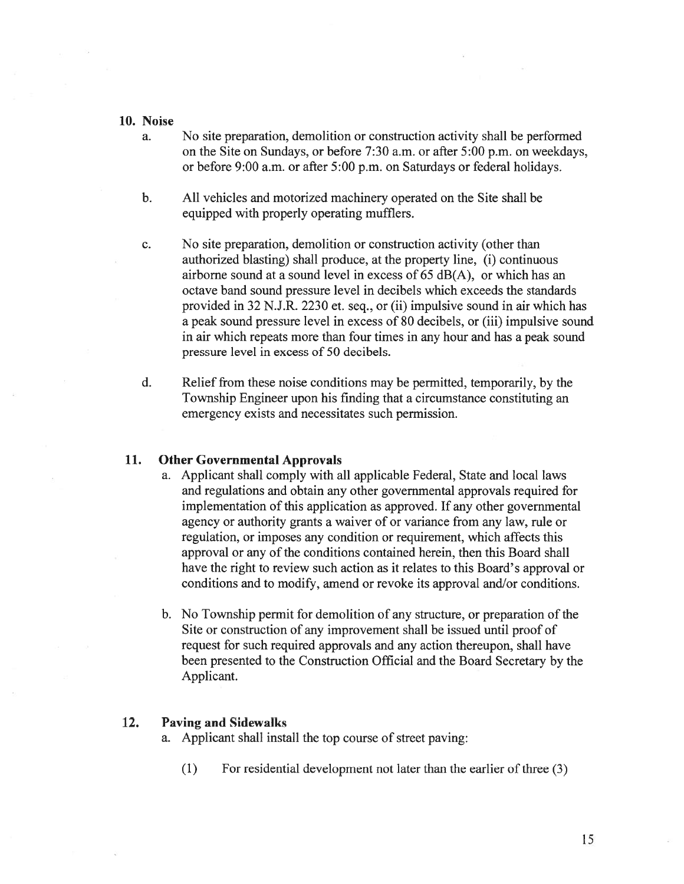## 10. Noise

a. No site preparation, demolition or construction activity shall be performed on the Site on Sundays, or before 7:30 a.m. or after 5:00 p.m. on weekdays, or before 9:00 a.m. or after 5:00 p.m. on Saturdays or federal holidays.

b. All vehicles and motorized machinery operated on the Site shall be equipped with properly operating mufflers.

c. No site preparation, demolition or construction activity (other than authorized blasting) shall produce, at the property line, (i) continuous airborne sound at a sound level in excess of 65 dB(A), or which has an octave band sound pressure level in decibels which exceeds the standards provided in 32 N.J.R. 2230 et. seq., or (ii) impulsive sound in air which has a peak sound pressure level in excess of 80 decibels, or (iii) impulsive sound in air which repeats more than four times in any hour and has a peak sound pressure level in excess of 50 decibels.

d. Relief from these noise conditions may be permitted, temporarily, by the Township Engineer upon his finding that a circumstance constituting an emergency exists and necessitates such permission.

## 11. Other Governmental Approvals

a. Applicant shall comply with all applicable Federal, State and local laws and regulations and obtain any other governmental approvals required for implementation of this application as approved. If any other governmental agency or authority grants a waiver of or variance from any law, rule or regulation, or imposes any condition or requirement, which affects this approval or any of the conditions contained herein, then this Board shall have the right to review such action as it relates to this Board's approval or conditions and to modify, amend or revoke its approval and/or conditions.

b. No Township permit for demolition of any structure, or preparation of the Site or construction of any improvement shall be issued until proof of request for such required approvals and any action thereupon, shall have been presented to the Construction Official and the Board Secretary by the Applicant.

## 12. Paving and Sidewalks

a. Applicant shall install the top course of street paving:

(1) For residential development not later than the earlier of three (3)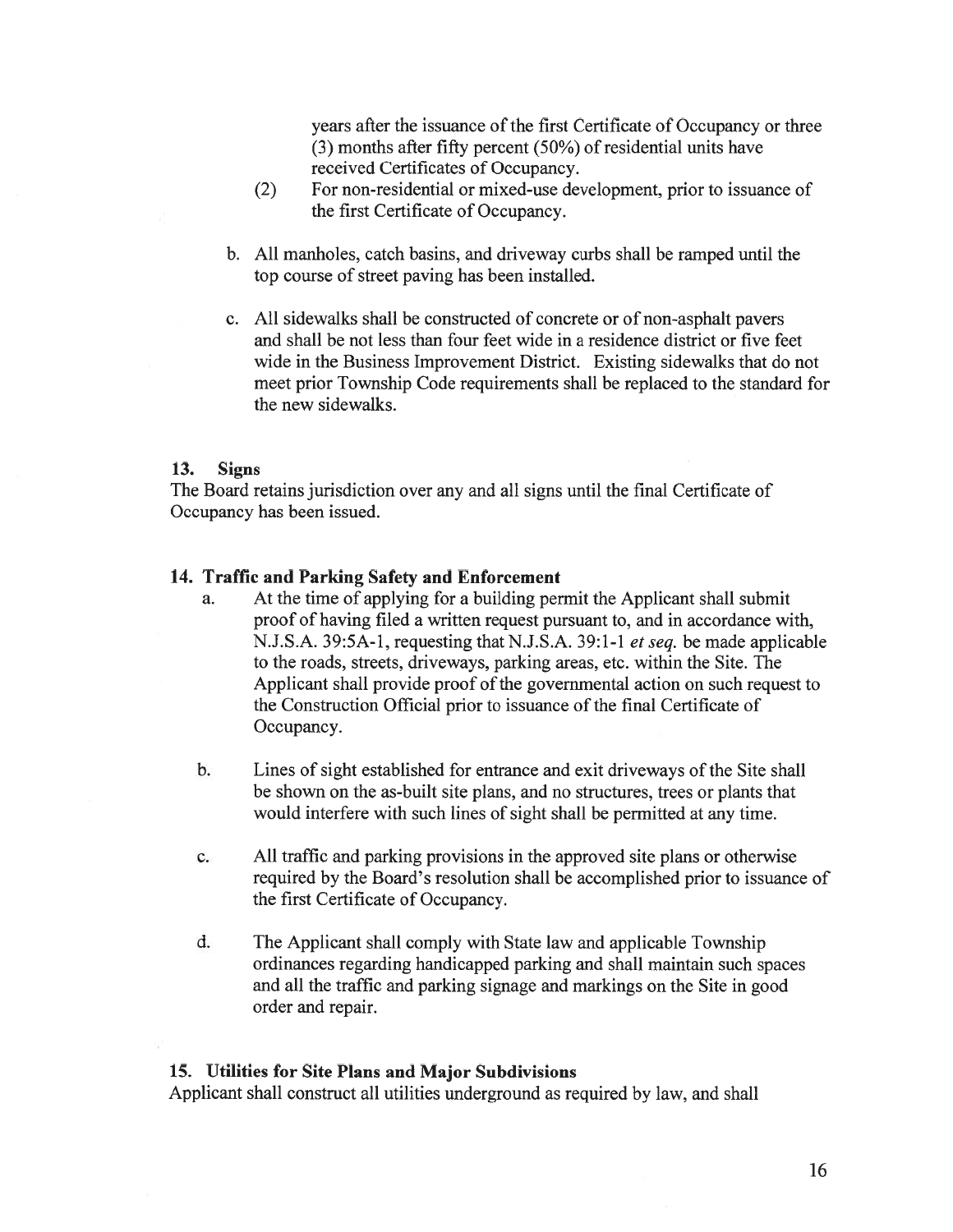years after the issuance of the first Certificate of Occupancy or three (3) months after fifty percent (50%) of residential units have received Certificates of Occupancy.

(2) For non-residential or mixed-use development, prior to issuance of the first Certificate of Occupancy.

b. All manholes, catch basins, and driveway curbs shall be ramped until the top course of street paving has been installed.

c. All sidewalks shall be constructed of concrete or of non-asphalt pavers and shall be not less than four feet wide in a residence district or five feet wide in the Business Improvement District. Existing sidewalks that do not meet prior Township Code requirements shall be replaced to the standard for the new sidewalks.

**13. Signs**

The Board retains jurisdiction over any and all signs until the final Certificate of Occupancy has been issued.

**14. Traffic and Parking Safety and Enforcement**

a. At the time of applying for a building permit the Applicant shall submit proof of having filed a written request pursuant to, and in accordance with, N.J.S.A. 39:5A-1, requesting that N.J.S.A. 39:1-1 *et seq.* be made applicable to the roads, streets, driveways, parking areas, etc. within the Site. The Applicant shall provide proof of the governmental action on such request to the Construction Official prior to issuance of the final Certificate of Occupancy.

b. Lines of sight established for entrance and exit driveways of the Site shall be shown on the as-built site plans, and no structures, trees or plants that would interfere with such lines of sight shall be permitted at any time.

c. All traffic and parking provisions in the approved site plans or otherwise required by the Board's resolution shall be accomplished prior to issuance of the first Certificate of Occupancy.

d. The Applicant shall comply with State law and applicable Township ordinances regarding handicapped parking and shall maintain such spaces and all the traffic and parking signage and markings on the Site in good order and repair.

**15. Utilities for Site Plans and Major Subdivisions**

Applicant shall construct all utilities underground as required by law, and shall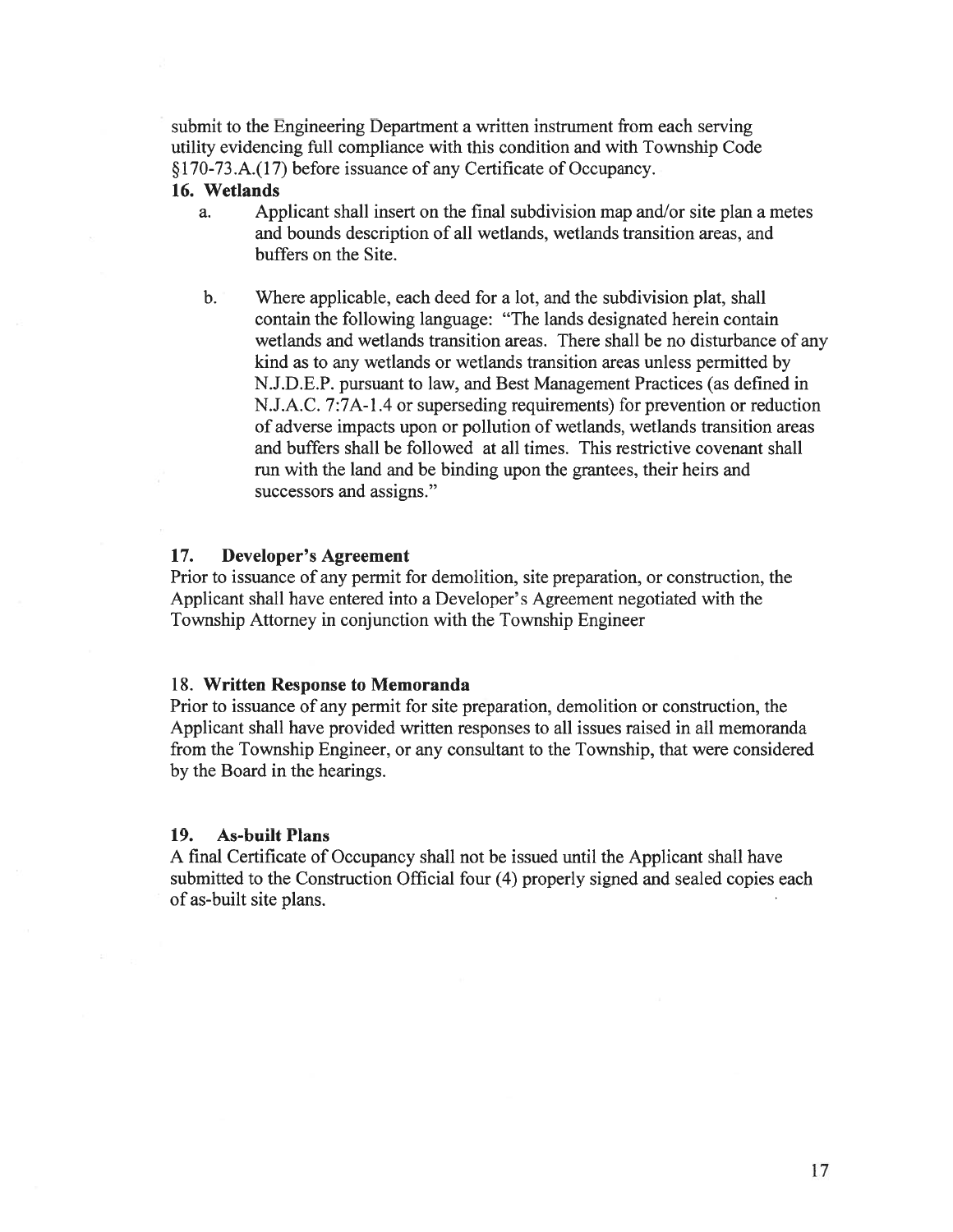submit to the Engineering Department a written instrument from each serving utility evidencing full compliance with this condition and with Township Code §170-73.A.(17) before issuance of any Certificate of Occupancy.

**16. Wetlands**

a. Applicant shall insert on the final subdivision map and/or site plan a metes and bounds description of all wetlands, wetlands transition areas, and buffers on the Site.

b. Where applicable, each deed for a lot, and the subdivision plat, shall contain the following language: "The lands designated herein contain wetlands and wetlands transition areas. There shall be no disturbance of any kind as to any wetlands or wetlands transition areas unless permitted by N.J.D.E.P. pursuant to law, and Best Management Practices (as defined in N.J.A.C. 7:7A-1.4 or superseding requirements) for prevention or reduction of adverse impacts upon or pollution of wetlands, wetlands transition areas and buffers shall be followed at all times. This restrictive covenant shall run with the land and be binding upon the grantees, their heirs and successors and assigns."

**17. Developer's Agreement**

Prior to issuance of any permit for demolition, site preparation, or construction, the Applicant shall have entered into a Developer's Agreement negotiated with the Township Attorney in conjunction with the Township Engineer

**18. Written Response to Memoranda**

Prior to issuance of any permit for site preparation, demolition or construction, the Applicant shall have provided written responses to all issues raised in all memoranda from the Township Engineer, or any consultant to the Township, that were considered by the Board in the hearings.

**19. As-built Plans**

A final Certificate of Occupancy shall not be issued until the Applicant shall have submitted to the Construction Official four (4) properly signed and sealed copies each of as-built site plans.